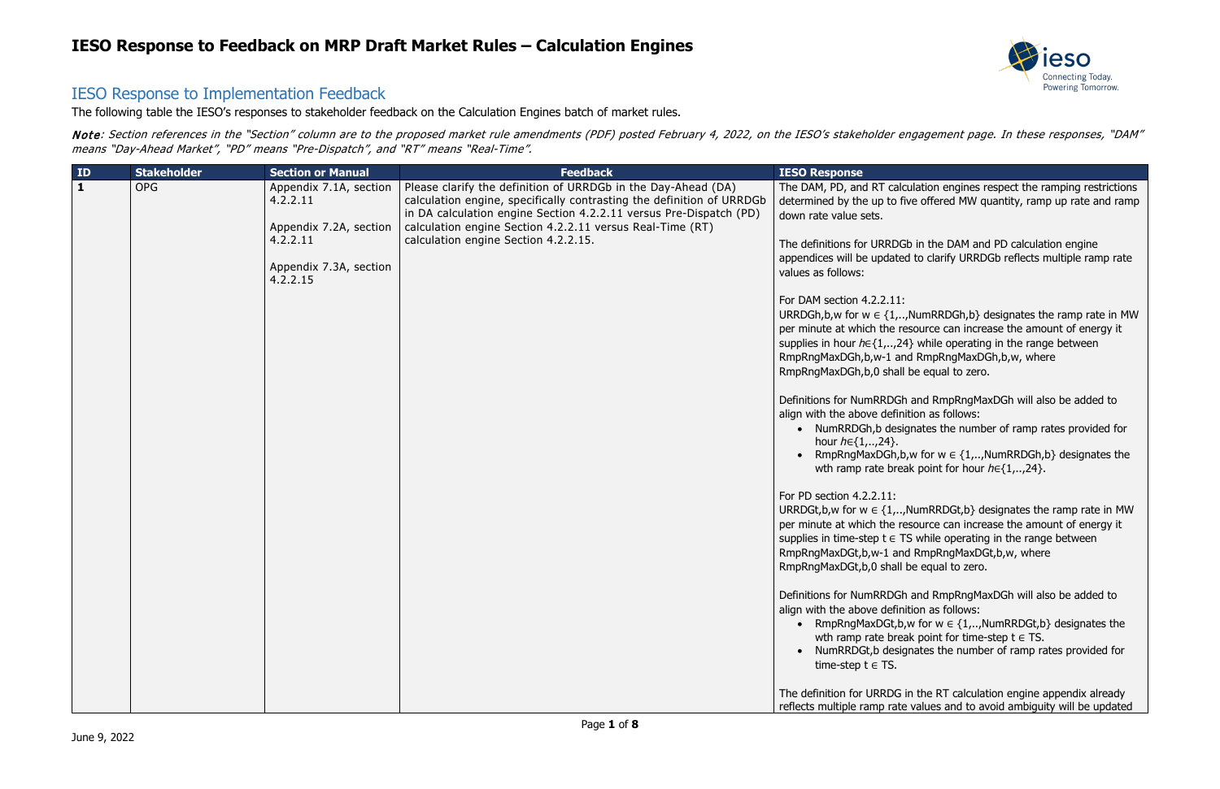# IESO Response to Feedback on MRP Draft Market Rules – Calculation Engines

## IESO Response to Implementation Feedback

The following table the IESO's responses to stakeholder feedback on the Calculation Engines batch of market rules.

*Note: Section references in the "Section" column are to the proposed market rule amendments (PDF) posted February 4, 2022, on the IESO's stakeholder engagement page. In these responses, "DAM" means "Day-Ahead Market", "PD" means "Pre-Dispatch", and "RT" means "Real-Time".*

| ID | Stakeholder | Section or Manual | Feedback | IESO Response |
|---|---|---|---|---|
| **1** | OPG | Appendix 7.1A, section 4.2.2.11<br><br>Appendix 7.2A, section 4.2.2.11<br><br>Appendix 7.3A, section 4.2.2.15 | Please clarify the definition of URRDGb in the Day-Ahead (DA) calculation engine, specifically contrasting the definition of URRDGb in DA calculation engine Section 4.2.2.11 versus Pre-Dispatch (PD) calculation engine Section 4.2.2.11 versus Real-Time (RT) calculation engine Section 4.2.2.15. | The DAM, PD, and RT calculation engines respect the ramping restrictions determined by the up to five offered MW quantity, ramp up rate and ramp down rate value sets.<br><br>The definitions for URRDGb in the DAM and PD calculation engine appendices will be updated to clarify URRDGb reflects multiple ramp rate values as follows:<br><br>For DAM section 4.2.2.11:<br>URRDGh,b,w for w ∈ {1,..,NumRRDGh,b} designates the ramp rate in MW per minute at which the resource can increase the amount of energy it supplies in hour *h*∈{1,..,24} while operating in the range between RmpRngMaxDGh,b,w-1 and RmpRngMaxDGh,b,w, where RmpRngMaxDGh,b,0 shall be equal to zero.<br><br>Definitions for NumRRDGh and RmpRngMaxDGh will also be added to align with the above definition as follows:<br>• NumRRDGh,b designates the number of ramp rates provided for hour *h*∈{1,..,24}.<br>• RmpRngMaxDGh,b,w for w ∈ {1,..,NumRRDGh,b} designates the wth ramp rate break point for hour *h*∈{1,..,24}.<br><br>For PD section 4.2.2.11:<br>URRDGt,b,w for w ∈ {1,..,NumRRDGt,b} designates the ramp rate in MW per minute at which the resource can increase the amount of energy it supplies in time-step t ∈ TS while operating in the range between RmpRngMaxDGt,b,w-1 and RmpRngMaxDGt,b,w, where RmpRngMaxDGt,b,0 shall be equal to zero.<br><br>Definitions for NumRRDGh and RmpRngMaxDGh will also be added to align with the above definition as follows:<br>• RmpRngMaxDGt,b,w for w ∈ {1,..,NumRRDGt,b} designates the wth ramp rate break point for time-step t ∈ TS.<br>• NumRRDGt,b designates the number of ramp rates provided for time-step t ∈ TS.<br><br>The definition for URRDG in the RT calculation engine appendix already reflects multiple ramp rate values and to avoid ambiguity will be updated |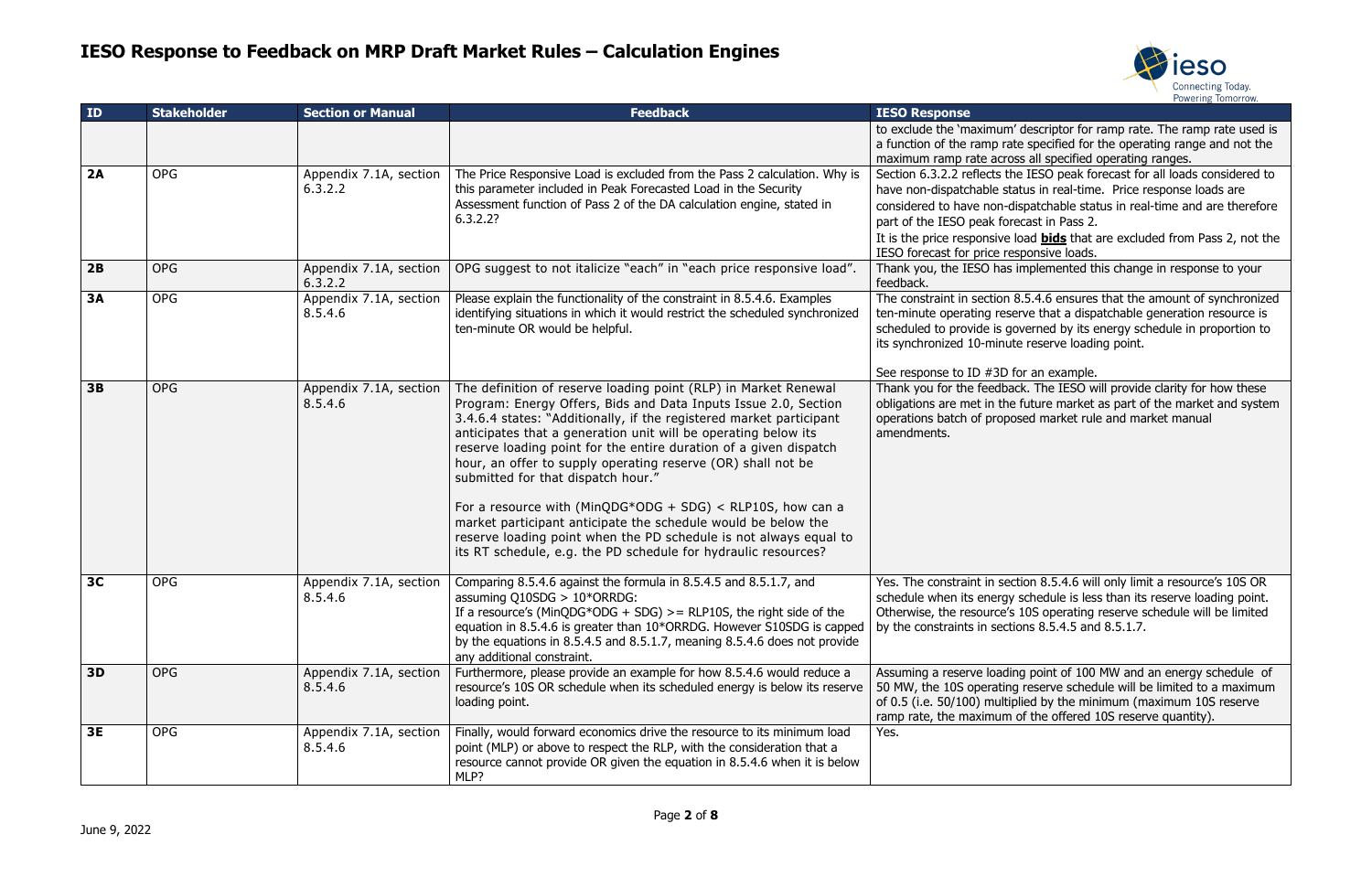# IESO Response to Feedback on MRP Draft Market Rules – Calculation Engines

| ID | Stakeholder | Section or Manual | Feedback | IESO Response |
|---|---|---|---|---|
| | | | | to exclude the 'maximum' descriptor for ramp rate. The ramp rate used is a function of the ramp rate specified for the operating range and not the maximum ramp rate across all specified operating ranges. |
| **2A** | OPG | Appendix 7.1A, section 6.3.2.2 | The Price Responsive Load is excluded from the Pass 2 calculation. Why is this parameter included in Peak Forecasted Load in the Security Assessment function of Pass 2 of the DA calculation engine, stated in 6.3.2.2? | Section 6.3.2.2 reflects the IESO peak forecast for all loads considered to have non-dispatchable status in real-time. Price response loads are considered to have non-dispatchable status in real-time and are therefore part of the IESO peak forecast in Pass 2. It is the price responsive load **bids** that are excluded from Pass 2, not the IESO forecast for price responsive loads. |
| **2B** | OPG | Appendix 7.1A, section 6.3.2.2 | OPG suggest to not italicize "each" in "each price responsive load". | Thank you, the IESO has implemented this change in response to your feedback. |
| **3A** | OPG | Appendix 7.1A, section 8.5.4.6 | Please explain the functionality of the constraint in 8.5.4.6. Examples identifying situations in which it would restrict the scheduled synchronized ten-minute OR would be helpful. | The constraint in section 8.5.4.6 ensures that the amount of synchronized ten-minute operating reserve that a dispatchable generation resource is scheduled to provide is governed by its energy schedule in proportion to its synchronized 10-minute reserve loading point.<br><br>See response to ID #3D for an example. |
| **3B** | OPG | Appendix 7.1A, section 8.5.4.6 | The definition of reserve loading point (RLP) in Market Renewal Program: Energy Offers, Bids and Data Inputs Issue 2.0, Section 3.4.6.4 states: "Additionally, if the registered market participant anticipates that a generation unit will be operating below its reserve loading point for the entire duration of a given dispatch hour, an offer to supply operating reserve (OR) shall not be submitted for that dispatch hour."<br><br>For a resource with (MinQDG*ODG + SDG) < RLP10S, how can a market participant anticipate the schedule would be below the reserve loading point when the PD schedule is not always equal to its RT schedule, e.g. the PD schedule for hydraulic resources? | Thank you for the feedback. The IESO will provide clarity for how these obligations are met in the future market as part of the market and system operations batch of proposed market rule and market manual amendments. |
| **3C** | OPG | Appendix 7.1A, section 8.5.4.6 | Comparing 8.5.4.6 against the formula in 8.5.4.5 and 8.5.1.7, and assuming Q10SDG > 10*ORRDG:<br>If a resource's (MinQDG*ODG + SDG) >= RLP10S, the right side of the equation in 8.5.4.6 is greater than 10*ORRDG. However S10SDG is capped by the equations in 8.5.4.5 and 8.5.1.7, meaning 8.5.4.6 does not provide any additional constraint. | Yes. The constraint in section 8.5.4.6 will only limit a resource's 10S OR schedule when its energy schedule is less than its reserve loading point. Otherwise, the resource's 10S operating reserve schedule will be limited by the constraints in sections 8.5.4.5 and 8.5.1.7. |
| **3D** | OPG | Appendix 7.1A, section 8.5.4.6 | Furthermore, please provide an example for how 8.5.4.6 would reduce a resource's 10S OR schedule when its scheduled energy is below its reserve loading point. | Assuming a reserve loading point of 100 MW and an energy schedule of 50 MW, the 10S operating reserve schedule will be limited to a maximum of 0.5 (i.e. 50/100) multiplied by the minimum (maximum 10S reserve ramp rate, the maximum of the offered 10S reserve quantity). |
| **3E** | OPG | Appendix 7.1A, section 8.5.4.6 | Finally, would forward economics drive the resource to its minimum load point (MLP) or above to respect the RLP, with the consideration that a resource cannot provide OR given the equation in 8.5.4.6 when it is below MLP? | Yes. |

June 9, 2022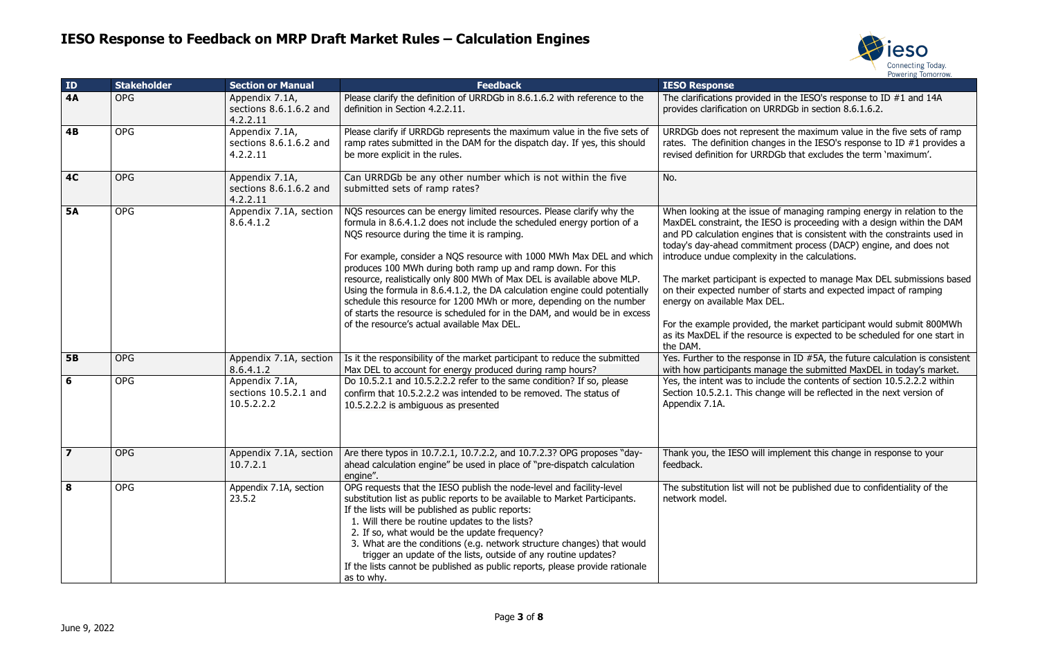# IESO Response to Feedback on MRP Draft Market Rules – Calculation Engines

| ID | Stakeholder | Section or Manual | Feedback | IESO Response |
|---|---|---|---|---|
| **4A** | OPG | Appendix 7.1A, sections 8.6.1.6.2 and 4.2.2.11 | Please clarify the definition of URRDGb in 8.6.1.6.2 with reference to the definition in Section 4.2.2.11. | The clarifications provided in the IESO's response to ID #1 and 14A provides clarification on URRDGb in section 8.6.1.6.2. |
| **4B** | OPG | Appendix 7.1A, sections 8.6.1.6.2 and 4.2.2.11 | Please clarify if URRDGb represents the maximum value in the five sets of ramp rates submitted in the DAM for the dispatch day. If yes, this should be more explicit in the rules. | URRDGb does not represent the maximum value in the five sets of ramp rates. The definition changes in the IESO's response to ID #1 provides a revised definition for URRDGb that excludes the term 'maximum'. |
| **4C** | OPG | Appendix 7.1A, sections 8.6.1.6.2 and 4.2.2.11 | Can URRDGb be any other number which is not within the five submitted sets of ramp rates? | No. |
| **5A** | OPG | Appendix 7.1A, section 8.6.4.1.2 | NQS resources can be energy limited resources. Please clarify why the formula in 8.6.4.1.2 does not include the scheduled energy portion of a NQS resource during the time it is ramping.<br><br>For example, consider a NQS resource with 1000 MWh Max DEL and which produces 100 MWh during both ramp up and ramp down. For this resource, realistically only 800 MWh of Max DEL is available above MLP. Using the formula in 8.6.4.1.2, the DA calculation engine could potentially schedule this resource for 1200 MWh or more, depending on the number of starts the resource is scheduled for in the DAM, and would be in excess of the resource's actual available Max DEL. | When looking at the issue of managing ramping energy in relation to the MaxDEL constraint, the IESO is proceeding with a design within the DAM and PD calculation engines that is consistent with the constraints used in today's day-ahead commitment process (DACP) engine, and does not introduce undue complexity in the calculations.<br><br>The market participant is expected to manage Max DEL submissions based on their expected number of starts and expected impact of ramping energy on available Max DEL.<br><br>For the example provided, the market participant would submit 800MWh as its MaxDEL if the resource is expected to be scheduled for one start in the DAM. |
| **5B** | OPG | Appendix 7.1A, section 8.6.4.1.2 | Is it the responsibility of the market participant to reduce the submitted Max DEL to account for energy produced during ramp hours? | Yes. Further to the response in ID #5A, the future calculation is consistent with how participants manage the submitted MaxDEL in today's market. |
| **6** | OPG | Appendix 7.1A, sections 10.5.2.1 and 10.5.2.2 | Do 10.5.2.1 and 10.5.2.2.2 refer to the same condition? If so, please confirm that 10.5.2.2.2 was intended to be removed. The status of 10.5.2.2.2 is ambiguous as presented | Yes, the intent was to include the contents of section 10.5.2.2.2 within Section 10.5.2.1. This change will be reflected in the next version of Appendix 7.1A. |
| **7** | OPG | Appendix 7.1A, section 10.7.2.1 | Are there typos in 10.7.2.1, 10.7.2.2, and 10.7.2.3? OPG proposes "day-ahead calculation engine" be used in place of "pre-dispatch calculation engine". | Thank you, the IESO will implement this change in response to your feedback. |
| **8** | OPG | Appendix 7.1A, section 23.5.2 | OPG requests that the IESO publish the node-level and facility-level substitution list as public reports to be available to Market Participants. If the lists will be published as public reports:<br>1. Will there be routine updates to the lists?<br>2. If so, what would be the update frequency?<br>3. What are the conditions (e.g. network structure changes) that would trigger an update of the lists, outside of any routine updates?<br>If the lists cannot be published as public reports, please provide rationale as to why. | The substitution list will not be published due to confidentiality of the network model. |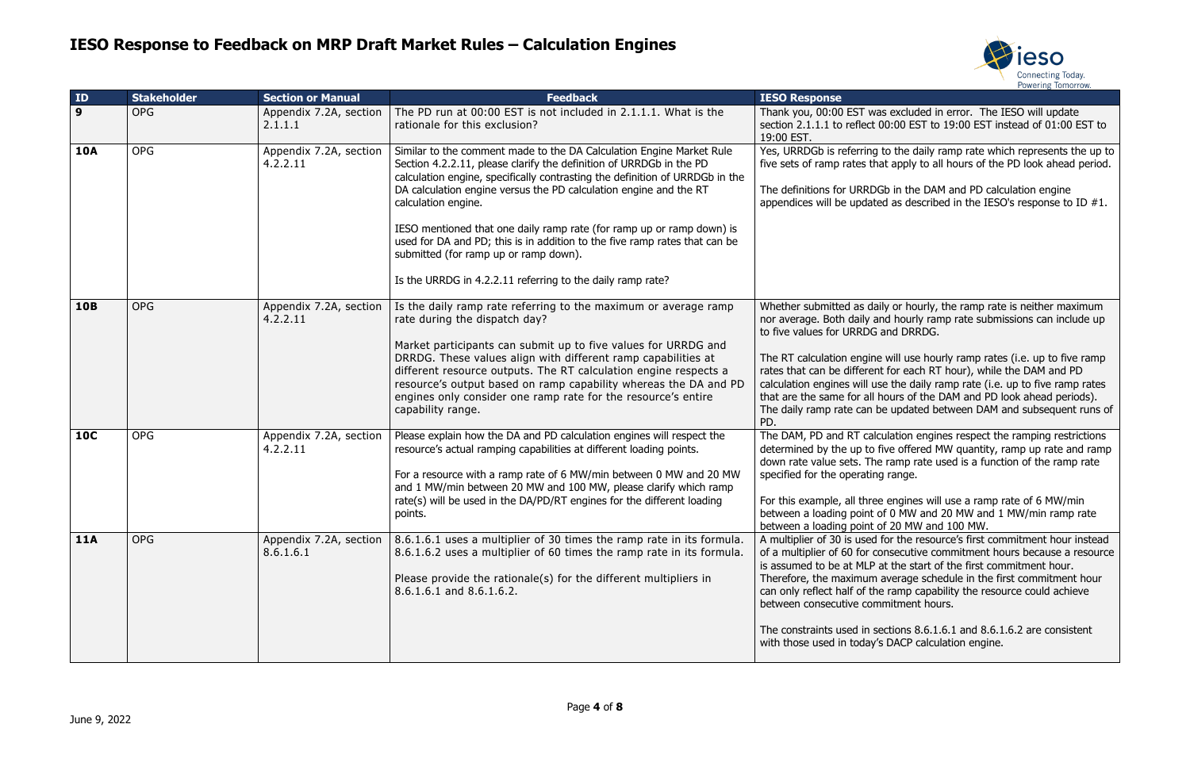# IESO Response to Feedback on MRP Draft Market Rules – Calculation Engines

| ID | Stakeholder | Section or Manual | Feedback | IESO Response |
|---|---|---|---|---|
| **9** | OPG | Appendix 7.2A, section 2.1.1.1 | The PD run at 00:00 EST is not included in 2.1.1.1. What is the rationale for this exclusion? | Thank you, 00:00 EST was excluded in error. The IESO will update section 2.1.1.1 to reflect 00:00 EST to 19:00 EST instead of 01:00 EST to 19:00 EST. |
| **10A** | OPG | Appendix 7.2A, section 4.2.2.11 | Similar to the comment made to the DA Calculation Engine Market Rule Section 4.2.2.11, please clarify the definition of URRDGb in the PD calculation engine, specifically contrasting the definition of URRDGb in the DA calculation engine versus the PD calculation engine and the RT calculation engine.<br><br>IESO mentioned that one daily ramp rate (for ramp up or ramp down) is used for DA and PD; this is in addition to the five ramp rates that can be submitted (for ramp up or ramp down).<br><br>Is the URRDG in 4.2.2.11 referring to the daily ramp rate? | Yes, URRDGb is referring to the daily ramp rate which represents the up to five sets of ramp rates that apply to all hours of the PD look ahead period.<br><br>The definitions for URRDGb in the DAM and PD calculation engine appendices will be updated as described in the IESO's response to ID #1. |
| **10B** | OPG | Appendix 7.2A, section 4.2.2.11 | Is the daily ramp rate referring to the maximum or average ramp rate during the dispatch day?<br><br>Market participants can submit up to five values for URRDG and DRRDG. These values align with different ramp capabilities at different resource outputs. The RT calculation engine respects a resource's output based on ramp capability whereas the DA and PD engines only consider one ramp rate for the resource's entire capability range. | Whether submitted as daily or hourly, the ramp rate is neither maximum nor average. Both daily and hourly ramp rate submissions can include up to five values for URRDG and DRRDG.<br><br>The RT calculation engine will use hourly ramp rates (i.e. up to five ramp rates that can be different for each RT hour), while the DAM and PD calculation engines will use the daily ramp rate (i.e. up to five ramp rates that are the same for all hours of the DAM and PD look ahead periods). The daily ramp rate can be updated between DAM and subsequent runs of PD. |
| **10C** | OPG | Appendix 7.2A, section 4.2.2.11 | Please explain how the DA and PD calculation engines will respect the resource's actual ramping capabilities at different loading points.<br><br>For a resource with a ramp rate of 6 MW/min between 0 MW and 20 MW and 1 MW/min between 20 MW and 100 MW, please clarify which ramp rate(s) will be used in the DA/PD/RT engines for the different loading points. | The DAM, PD and RT calculation engines respect the ramping restrictions determined by the up to five offered MW quantity, ramp up rate and ramp down rate value sets. The ramp rate used is a function of the ramp rate specified for the operating range.<br><br>For this example, all three engines will use a ramp rate of 6 MW/min between a loading point of 0 MW and 20 MW and 1 MW/min ramp rate between a loading point of 20 MW and 100 MW. |
| **11A** | OPG | Appendix 7.2A, section 8.6.1.6.1 | 8.6.1.6.1 uses a multiplier of 30 times the ramp rate in its formula. 8.6.1.6.2 uses a multiplier of 60 times the ramp rate in its formula.<br><br>Please provide the rationale(s) for the different multipliers in 8.6.1.6.1 and 8.6.1.6.2. | A multiplier of 30 is used for the resource's first commitment hour instead of a multiplier of 60 for consecutive commitment hours because a resource is assumed to be at MLP at the start of the first commitment hour. Therefore, the maximum average schedule in the first commitment hour can only reflect half of the ramp capability the resource could achieve between consecutive commitment hours.<br><br>The constraints used in sections 8.6.1.6.1 and 8.6.1.6.2 are consistent with those used in today's DACP calculation engine. |

June 9, 2022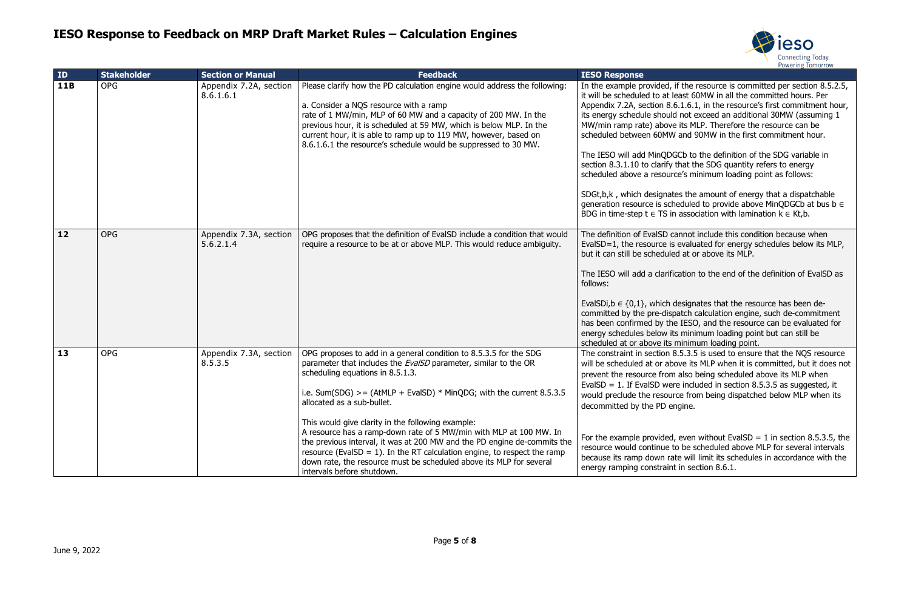# IESO Response to Feedback on MRP Draft Market Rules – Calculation Engines

| ID | Stakeholder | Section or Manual | Feedback | IESO Response |
|---|---|---|---|---|
| **11B** | OPG | Appendix 7.2A, section 8.6.1.6.1 | Please clarify how the PD calculation engine would address the following:<br><br>a. Consider a NQS resource with a ramp rate of 1 MW/min, MLP of 60 MW and a capacity of 200 MW. In the previous hour, it is scheduled at 59 MW, which is below MLP. In the current hour, it is able to ramp up to 119 MW, however, based on 8.6.1.6.1 the resource's schedule would be suppressed to 30 MW. | In the example provided, if the resource is committed per section 8.5.2.5, it will be scheduled to at least 60MW in all the committed hours. Per Appendix 7.2A, section 8.6.1.6.1, in the resource's first commitment hour, its energy schedule should not exceed an additional 30MW (assuming 1 MW/min ramp rate) above its MLP. Therefore the resource can be scheduled between 60MW and 90MW in the first commitment hour.<br><br>The IESO will add MinQDGCb to the definition of the SDG variable in section 8.3.1.10 to clarify that the SDG quantity refers to energy scheduled above a resource's minimum loading point as follows:<br><br>$SDG_{t,b,k}$ , which designates the amount of energy that a dispatchable generation resource is scheduled to provide above $MinQDGC_b$ at bus $b \in BDG$ in time-step $t \in TS$ in association with lamination $k \in K_{t,b}$. |
| **12** | OPG | Appendix 7.3A, section 5.6.2.1.4 | OPG proposes that the definition of EvalSD include a condition that would require a resource to be at or above MLP. This would reduce ambiguity. | The definition of EvalSD cannot include this condition because when EvalSD=1, the resource is evaluated for energy schedules below its MLP, but it can still be scheduled at or above its MLP.<br><br>The IESO will add a clarification to the end of the definition of EvalSD as follows:<br><br>$EvalSD_{i,b} \in \{0,1\}$, which designates that the resource has been de-committed by the pre-dispatch calculation engine, such de-commitment has been confirmed by the IESO, and the resource can be evaluated for energy schedules below its minimum loading point but can still be scheduled at or above its minimum loading point. |
| **13** | OPG | Appendix 7.3A, section 8.5.3.5 | OPG proposes to add in a general condition to 8.5.3.5 for the SDG parameter that includes the *EvalSD* parameter, similar to the OR scheduling equations in 8.5.1.3.<br><br>i.e. Sum(SDG) >= (AtMLP + EvalSD) * MinQDG; with the current 8.5.3.5 allocated as a sub-bullet.<br><br>This would give clarity in the following example:<br>A resource has a ramp-down rate of 5 MW/min with MLP at 100 MW. In the previous interval, it was at 200 MW and the PD engine de-commits the resource (EvalSD = 1). In the RT calculation engine, to respect the ramp down rate, the resource must be scheduled above its MLP for several intervals before shutdown. | The constraint in section 8.5.3.5 is used to ensure that the NQS resource will be scheduled at or above its MLP when it is committed, but it does not prevent the resource from also being scheduled above its MLP when EvalSD = 1. If EvalSD were included in section 8.5.3.5 as suggested, it would preclude the resource from being dispatched below MLP when its decommitted by the PD engine.<br><br>For the example provided, even without EvalSD = 1 in section 8.5.3.5, the resource would continue to be scheduled above MLP for several intervals because its ramp down rate will limit its schedules in accordance with the energy ramping constraint in section 8.6.1. |

June 9, 2022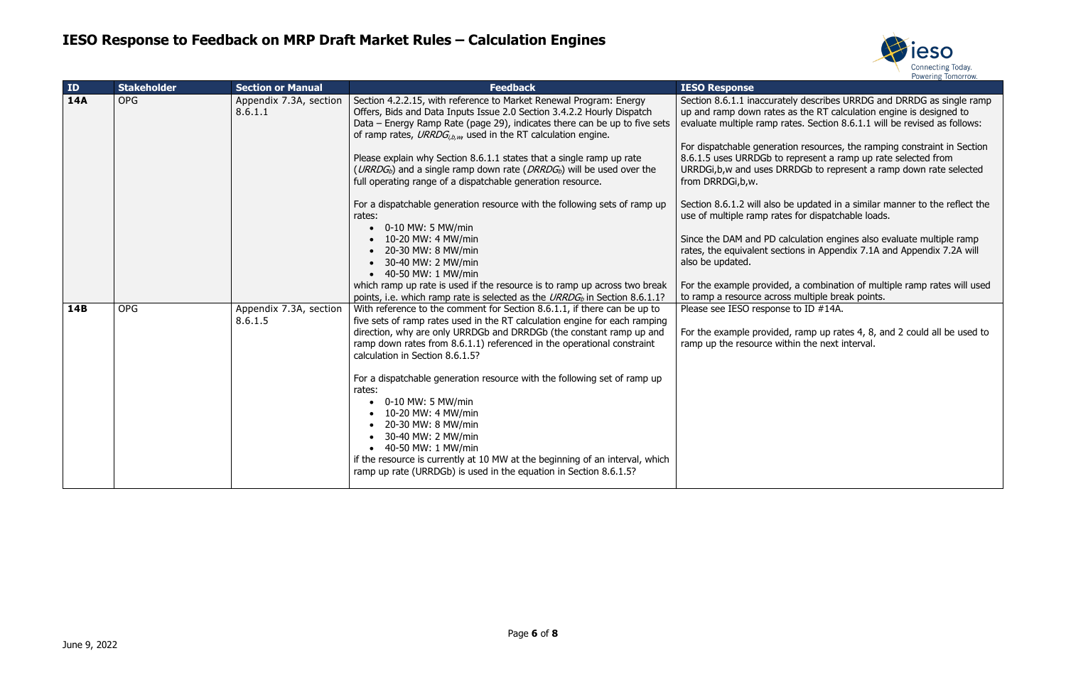# IESO Response to Feedback on MRP Draft Market Rules – Calculation Engines

| ID | Stakeholder | Section or Manual | Feedback | IESO Response |
|---|---|---|---|---|
| **14A** | OPG | Appendix 7.3A, section 8.6.1.1 | Section 4.2.2.15, with reference to Market Renewal Program: Energy Offers, Bids and Data Inputs Issue 2.0 Section 3.4.2.2 Hourly Dispatch Data – Energy Ramp Rate (page 29), indicates there can be up to five sets of ramp rates, $URRDG_{i,b,w}$ used in the RT calculation engine.<br><br>Please explain why Section 8.6.1.1 states that a single ramp up rate ($URRDG_b$) and a single ramp down rate ($DRRDG_b$) will be used over the full operating range of a dispatchable generation resource.<br><br>For a dispatchable generation resource with the following sets of ramp up rates:<br>• 0-10 MW: 5 MW/min<br>• 10-20 MW: 4 MW/min<br>• 20-30 MW: 8 MW/min<br>• 30-40 MW: 2 MW/min<br>• 40-50 MW: 1 MW/min<br>which ramp up rate is used if the resource is to ramp up across two break points, i.e. which ramp rate is selected as the $URRDG_b$ in Section 8.6.1.1? | Section 8.6.1.1 inaccurately describes URRDG and DRRDG as single ramp up and ramp down rates as the RT calculation engine is designed to evaluate multiple ramp rates. Section 8.6.1.1 will be revised as follows:<br><br>For dispatchable generation resources, the ramping constraint in Section 8.6.1.5 uses URRDGb to represent a ramp up rate selected from URRDGi,b,w and uses DRRDGb to represent a ramp down rate selected from DRRDGi,b,w.<br><br>Section 8.6.1.2 will also be updated in a similar manner to the reflect the use of multiple ramp rates for dispatchable loads.<br><br>Since the DAM and PD calculation engines also evaluate multiple ramp rates, the equivalent sections in Appendix 7.1A and Appendix 7.2A will also be updated.<br><br>For the example provided, a combination of multiple ramp rates will used to ramp a resource across multiple break points. |
| **14B** | OPG | Appendix 7.3A, section 8.6.1.5 | With reference to the comment for Section 8.6.1.1, if there can be up to five sets of ramp rates used in the RT calculation engine for each ramping direction, why are only URRDGb and DRRDGb (the constant ramp up and ramp down rates from 8.6.1.1) referenced in the operational constraint calculation in Section 8.6.1.5?<br><br>For a dispatchable generation resource with the following set of ramp up rates:<br>• 0-10 MW: 5 MW/min<br>• 10-20 MW: 4 MW/min<br>• 20-30 MW: 8 MW/min<br>• 30-40 MW: 2 MW/min<br>• 40-50 MW: 1 MW/min<br>if the resource is currently at 10 MW at the beginning of an interval, which ramp up rate (URRDGb) is used in the equation in Section 8.6.1.5? | Please see IESO response to ID #14A.<br><br>For the example provided, ramp up rates 4, 8, and 2 could all be used to ramp up the resource within the next interval. |

June 9, 2022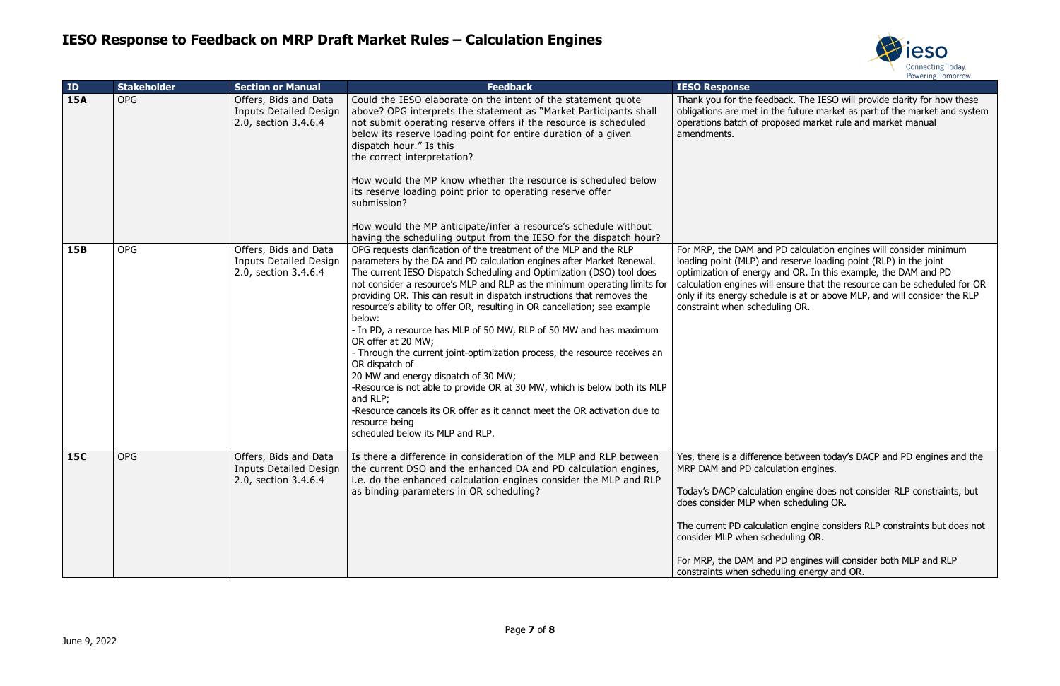# IESO Response to Feedback on MRP Draft Market Rules – Calculation Engines

| ID | Stakeholder | Section or Manual | Feedback | IESO Response |
|---|---|---|---|---|
| 15A | OPG | Offers, Bids and Data Inputs Detailed Design 2.0, section 3.4.6.4 | Could the IESO elaborate on the intent of the statement quote above? OPG interprets the statement as "Market Participants shall not submit operating reserve offers if the resource is scheduled below its reserve loading point for entire duration of a given dispatch hour." Is this the correct interpretation?<br><br>How would the MP know whether the resource is scheduled below its reserve loading point prior to operating reserve offer submission?<br><br>How would the MP anticipate/infer a resource's schedule without having the scheduling output from the IESO for the dispatch hour? | Thank you for the feedback. The IESO will provide clarity for how these obligations are met in the future market as part of the market and system operations batch of proposed market rule and market manual amendments. |
| 15B | OPG | Offers, Bids and Data Inputs Detailed Design 2.0, section 3.4.6.4 | OPG requests clarification of the treatment of the MLP and the RLP parameters by the DA and PD calculation engines after Market Renewal. The current IESO Dispatch Scheduling and Optimization (DSO) tool does not consider a resource's MLP and RLP as the minimum operating limits for providing OR. This can result in dispatch instructions that removes the resource's ability to offer OR, resulting in OR cancellation; see example below:<br>- In PD, a resource has MLP of 50 MW, RLP of 50 MW and has maximum OR offer at 20 MW;<br>- Through the current joint-optimization process, the resource receives an OR dispatch of 20 MW and energy dispatch of 30 MW;<br>-Resource is not able to provide OR at 30 MW, which is below both its MLP and RLP;<br>-Resource cancels its OR offer as it cannot meet the OR activation due to resource being scheduled below its MLP and RLP. | For MRP, the DAM and PD calculation engines will consider minimum loading point (MLP) and reserve loading point (RLP) in the joint optimization of energy and OR. In this example, the DAM and PD calculation engines will ensure that the resource can be scheduled for OR only if its energy schedule is at or above MLP, and will consider the RLP constraint when scheduling OR. |
| 15C | OPG | Offers, Bids and Data Inputs Detailed Design 2.0, section 3.4.6.4 | Is there a difference in consideration of the MLP and RLP between the current DSO and the enhanced DA and PD calculation engines, i.e. do the enhanced calculation engines consider the MLP and RLP as binding parameters in OR scheduling? | Yes, there is a difference between today's DACP and PD engines and the MRP DAM and PD calculation engines.<br><br>Today's DACP calculation engine does not consider RLP constraints, but does consider MLP when scheduling OR.<br><br>The current PD calculation engine considers RLP constraints but does not consider MLP when scheduling OR.<br><br>For MRP, the DAM and PD engines will consider both MLP and RLP constraints when scheduling energy and OR. |

June 9, 2022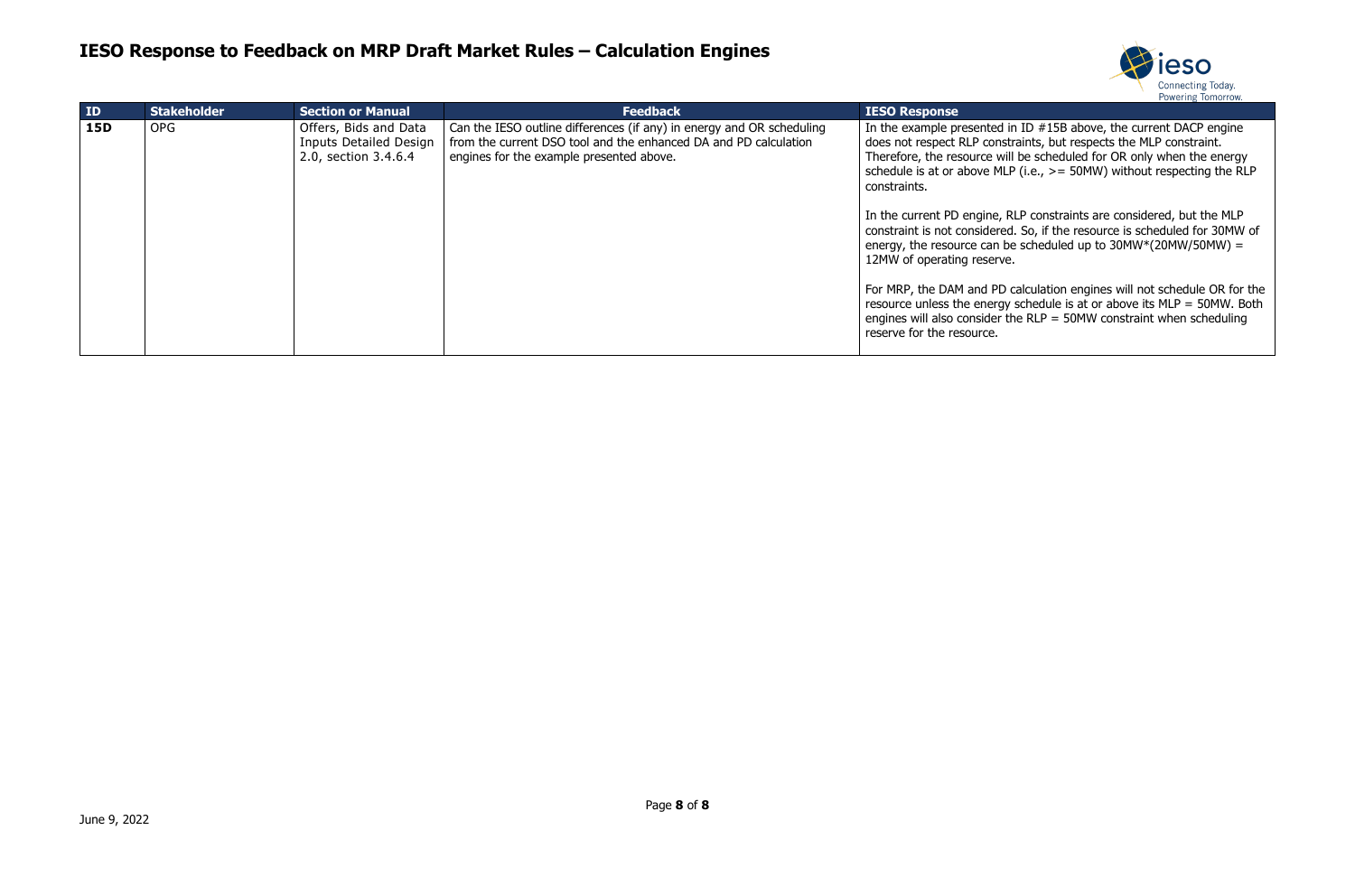# IESO Response to Feedback on MRP Draft Market Rules – Calculation Engines

| ID | Stakeholder | Section or Manual | Feedback | IESO Response |
| --- | --- | --- | --- | --- |
| **15D** | OPG | Offers, Bids and Data Inputs Detailed Design 2.0, section 3.4.6.4 | Can the IESO outline differences (if any) in energy and OR scheduling from the current DSO tool and the enhanced DA and PD calculation engines for the example presented above. | In the example presented in ID #15B above, the current DACP engine does not respect RLP constraints, but respects the MLP constraint. Therefore, the resource will be scheduled for OR only when the energy schedule is at or above MLP (i.e., >= 50MW) without respecting the RLP constraints.<br><br>In the current PD engine, RLP constraints are considered, but the MLP constraint is not considered. So, if the resource is scheduled for 30MW of energy, the resource can be scheduled up to 30MW*(20MW/50MW) = 12MW of operating reserve.<br><br>For MRP, the DAM and PD calculation engines will not schedule OR for the resource unless the energy schedule is at or above its MLP = 50MW. Both engines will also consider the RLP = 50MW constraint when scheduling reserve for the resource. |

June 9, 2022